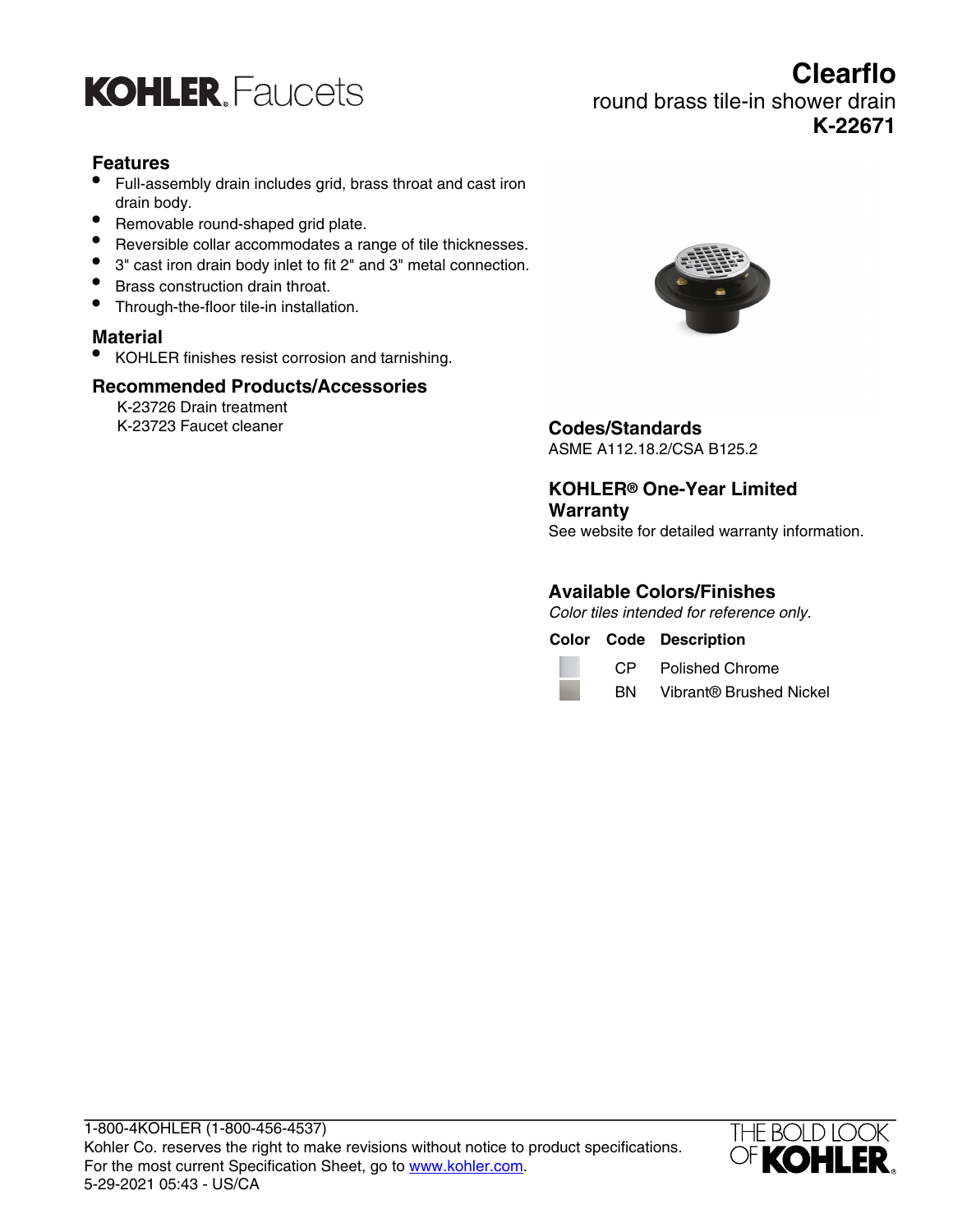KOHLER. Faucets

# Clearflo

round brass tile-in shower drain

**K-22671**

## Features

- Full-assembly drain includes grid, brass throat and cast iron drain body.
- Removable round-shaped grid plate.
- Reversible collar accommodates a range of tile thicknesses.
- 3" cast iron drain body inlet to fit 2" and 3" metal connection.
- Brass construction drain throat.
- Through-the-floor tile-in installation.

## Material

- KOHLER finishes resist corrosion and tarnishing.

## Recommended Products/Accessories

K-23726 Drain treatment
K-23723 Faucet cleaner

## Codes/Standards

ASME A112.18.2/CSA B125.2

## KOHLER® One-Year Limited Warranty

See website for detailed warranty information.

## Available Colors/Finishes

*Color tiles intended for reference only.*

| Color | Code | Description |
|---|---|---|
| | CP | Polished Chrome |
| | BN | Vibrant® Brushed Nickel |

1-800-4KOHLER (1-800-456-4537)
Kohler Co. reserves the right to make revisions without notice to product specifications.
For the most current Specification Sheet, go to www.kohler.com.
5-29-2021 05:43 - US/CA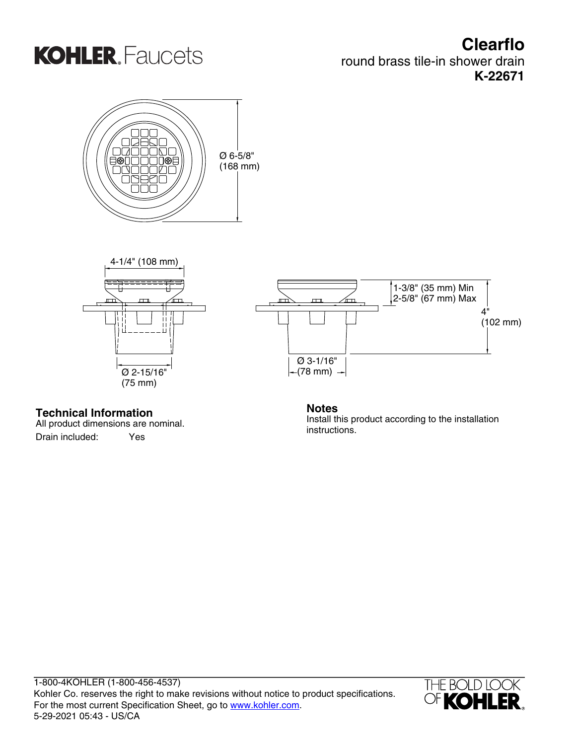KOHLER. Faucets

# Clearflo

round brass tile-in shower drain

**K-22671**

Ø 6-5/8"
(168 mm)

4-1/4" (108 mm)

Ø 2-15/16"
(75 mm)

1-3/8" (35 mm) Min
2-5/8" (67 mm) Max

4"
(102 mm)

Ø 3-1/16"
(78 mm)

## Technical Information

All product dimensions are nominal.

| | |
|---|---|
| Drain included: | Yes |

## Notes

Install this product according to the installation instructions.

1-800-4KOHLER (1-800-456-4537)
Kohler Co. reserves the right to make revisions without notice to product specifications.
For the most current Specification Sheet, go to www.kohler.com.
5-29-2021 05:43 - US/CA

THE BOLD LOOK OF KOHLER.